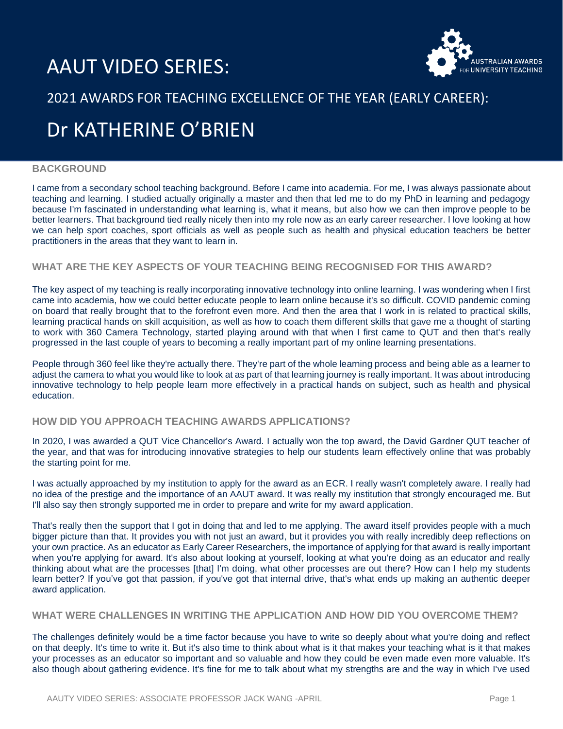# AAUT VIDEO SERIES:

AUSTRALIAN AWARDS FOR UNIVERSITY TEACHING

## 2021 AWARDS FOR TEACHING EXCELLENCE OF THE YEAR (EARLY CAREER):

# Dr KATHERINE O'BRIEN

### BACKGROUND

I came from a secondary school teaching background. Before I came into academia. For me, I was always passionate about teaching and learning. I studied actually originally a master and then that led me to do my PhD in learning and pedagogy because I'm fascinated in understanding what learning is, what it means, but also how we can then improve people to be better learners. That background tied really nicely then into my role now as an early career researcher. I love looking at how we can help sport coaches, sport officials as well as people such as health and physical education teachers be better practitioners in the areas that they want to learn in.

### WHAT ARE THE KEY ASPECTS OF YOUR TEACHING BEING RECOGNISED FOR THIS AWARD?

The key aspect of my teaching is really incorporating innovative technology into online learning. I was wondering when I first came into academia, how we could better educate people to learn online because it's so difficult. COVID pandemic coming on board that really brought that to the forefront even more. And then the area that I work in is related to practical skills, learning practical hands on skill acquisition, as well as how to coach them different skills that gave me a thought of starting to work with 360 Camera Technology, started playing around with that when I first came to QUT and then that's really progressed in the last couple of years to becoming a really important part of my online learning presentations.

People through 360 feel like they're actually there. They're part of the whole learning process and being able as a learner to adjust the camera to what you would like to look at as part of that learning journey is really important. It was about introducing innovative technology to help people learn more effectively in a practical hands on subject, such as health and physical education.

### HOW DID YOU APPROACH TEACHING AWARDS APPLICATIONS?

In 2020, I was awarded a QUT Vice Chancellor's Award. I actually won the top award, the David Gardner QUT teacher of the year, and that was for introducing innovative strategies to help our students learn effectively online that was probably the starting point for me.

I was actually approached by my institution to apply for the award as an ECR. I really wasn't completely aware. I really had no idea of the prestige and the importance of an AAUT award. It was really my institution that strongly encouraged me. But I'll also say then strongly supported me in order to prepare and write for my award application.

That's really then the support that I got in doing that and led to me applying. The award itself provides people with a much bigger picture than that. It provides you with not just an award, but it provides you with really incredibly deep reflections on your own practice. As an educator as Early Career Researchers, the importance of applying for that award is really important when you're applying for award. It's also about looking at yourself, looking at what you're doing as an educator and really thinking about what are the processes [that] I'm doing, what other processes are out there? How can I help my students learn better? If you've got that passion, if you've got that internal drive, that's what ends up making an authentic deeper award application.

### WHAT WERE CHALLENGES IN WRITING THE APPLICATION AND HOW DID YOU OVERCOME THEM?

The challenges definitely would be a time factor because you have to write so deeply about what you're doing and reflect on that deeply. It's time to write it. But it's also time to think about what is it that makes your teaching what is it that makes your processes as an educator so important and so valuable and how they could be even made even more valuable. It's also though about gathering evidence. It's fine for me to talk about what my strengths are and the way in which I've used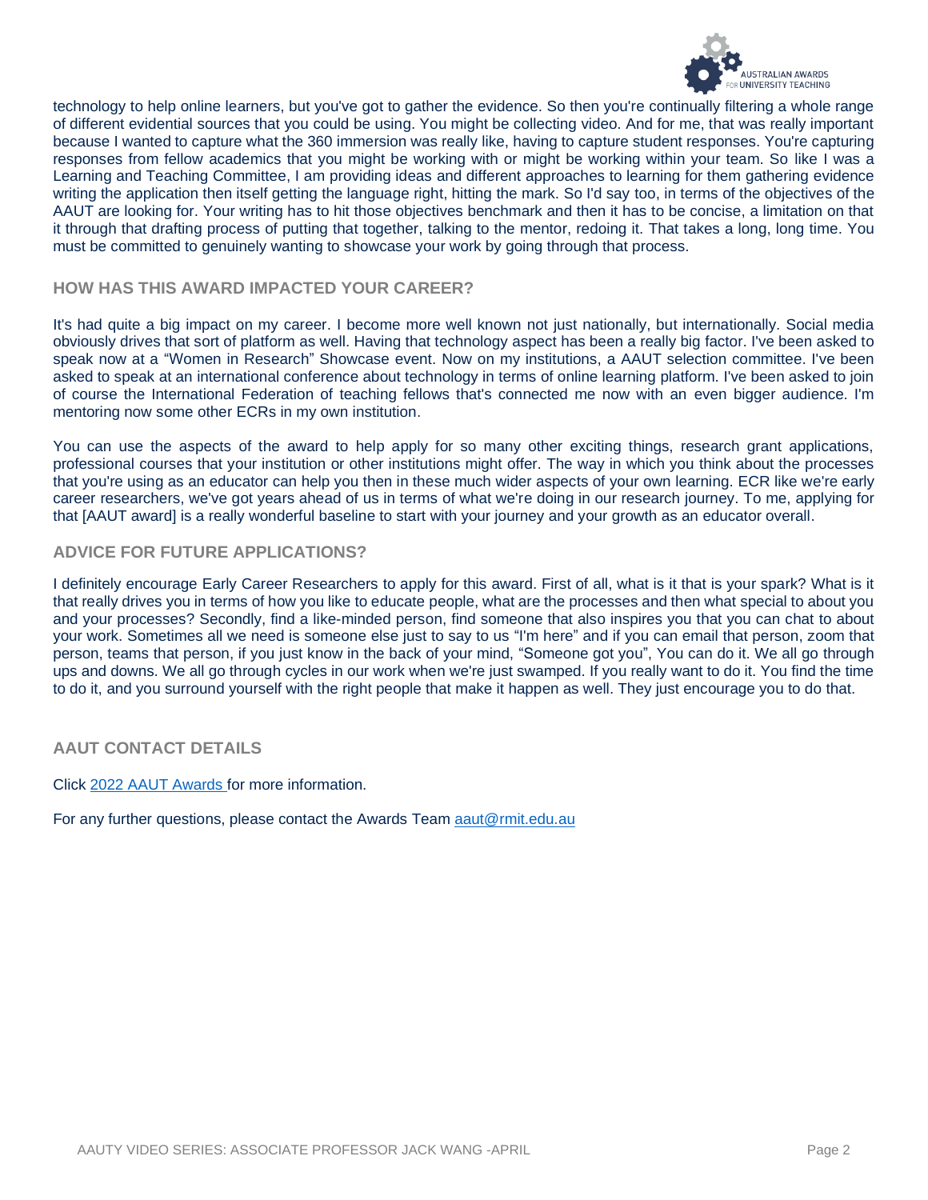technology to help online learners, but you've got to gather the evidence. So then you're continually filtering a whole range of different evidential sources that you could be using. You might be collecting video. And for me, that was really important because I wanted to capture what the 360 immersion was really like, having to capture student responses. You're capturing responses from fellow academics that you might be working with or might be working within your team. So like I was a Learning and Teaching Committee, I am providing ideas and different approaches to learning for them gathering evidence writing the application then itself getting the language right, hitting the mark. So I'd say too, in terms of the objectives of the AAUT are looking for. Your writing has to hit those objectives benchmark and then it has to be concise, a limitation on that it through that drafting process of putting that together, talking to the mentor, redoing it. That takes a long, long time. You must be committed to genuinely wanting to showcase your work by going through that process.

## HOW HAS THIS AWARD IMPACTED YOUR CAREER?

It's had quite a big impact on my career. I become more well known not just nationally, but internationally. Social media obviously drives that sort of platform as well. Having that technology aspect has been a really big factor. I've been asked to speak now at a "Women in Research" Showcase event. Now on my institutions, a AAUT selection committee. I've been asked to speak at an international conference about technology in terms of online learning platform. I've been asked to join of course the International Federation of teaching fellows that's connected me now with an even bigger audience. I'm mentoring now some other ECRs in my own institution.

You can use the aspects of the award to help apply for so many other exciting things, research grant applications, professional courses that your institution or other institutions might offer. The way in which you think about the processes that you're using as an educator can help you then in these much wider aspects of your own learning. ECR like we're early career researchers, we've got years ahead of us in terms of what we're doing in our research journey. To me, applying for that [AAUT award] is a really wonderful baseline to start with your journey and your growth as an educator overall.

## ADVICE FOR FUTURE APPLICATIONS?

I definitely encourage Early Career Researchers to apply for this award. First of all, what is it that is your spark? What is it that really drives you in terms of how you like to educate people, what are the processes and then what special to about you and your processes? Secondly, find a like-minded person, find someone that also inspires you that you can chat to about your work. Sometimes all we need is someone else just to say to us "I'm here" and if you can email that person, zoom that person, teams that person, if you just know in the back of your mind, "Someone got you", You can do it. We all go through ups and downs. We all go through cycles in our work when we're just swamped. If you really want to do it. You find the time to do it, and you surround yourself with the right people that make it happen as well. They just encourage you to do that.

## AAUT CONTACT DETAILS

Click 2022 AAUT Awards for more information.

For any further questions, please contact the Awards Team aaut@rmit.edu.au